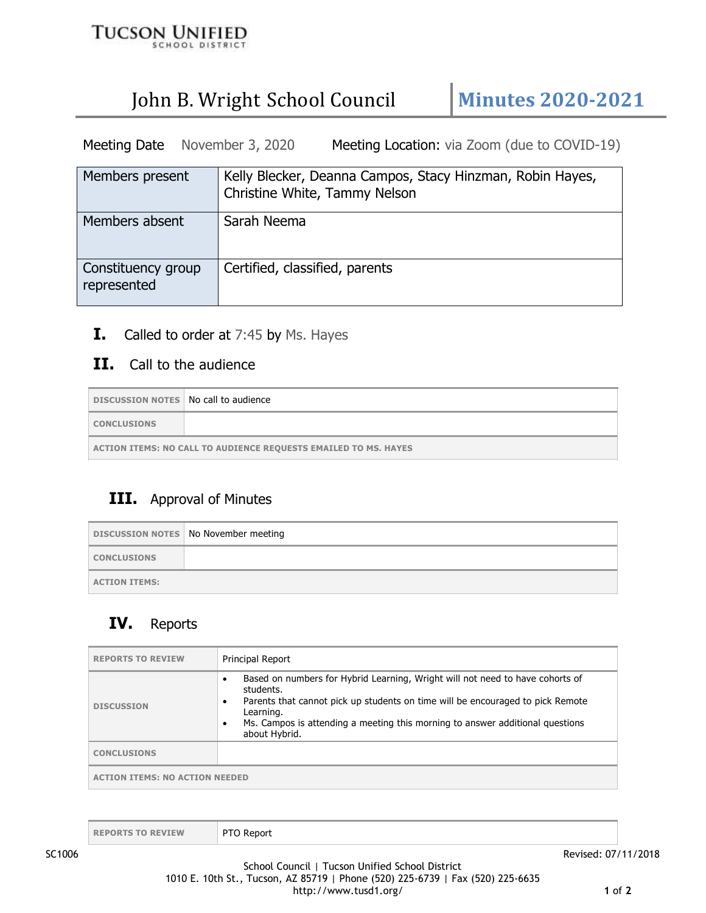TUCSON UNIFIED SCHOOL DISTRICT

# John B. Wright School Council — Minutes 2020-2021

Meeting Date November 3, 2020 Meeting Location: via Zoom (due to COVID-19)

| Members present | Kelly Blecker, Deanna Campos, Stacy Hinzman, Robin Hayes, Christine White, Tammy Nelson |
|---|---|
| Members absent | Sarah Neema |
| Constituency group represented | Certified, classified, parents |

## I. Called to order at 7:45 by Ms. Hayes

## II. Call to the audience

| DISCUSSION NOTES | No call to audience |
|---|---|
| CONCLUSIONS | |
| ACTION ITEMS: NO CALL TO AUDIENCE REQUESTS EMAILED TO MS. HAYES | |

## III. Approval of Minutes

| DISCUSSION NOTES | No November meeting |
|---|---|
| CONCLUSIONS | |
| ACTION ITEMS: | |

## IV. Reports

| REPORTS TO REVIEW | Principal Report |
|---|---|
| DISCUSSION | • Based on numbers for Hybrid Learning, Wright will not need to have cohorts of students.<br>• Parents that cannot pick up students on time will be encouraged to pick Remote Learning.<br>• Ms. Campos is attending a meeting this morning to answer additional questions about Hybrid. |
| CONCLUSIONS | |
| ACTION ITEMS: NO ACTION NEEDED | |

| REPORTS TO REVIEW | PTO Report |
|---|---|

SC1006 Revised: 07/11/2018

School Council | Tucson Unified School District
1010 E. 10th St., Tucson, AZ 85719 | Phone (520) 225-6739 | Fax (520) 225-6635
http://www.tusd1.org/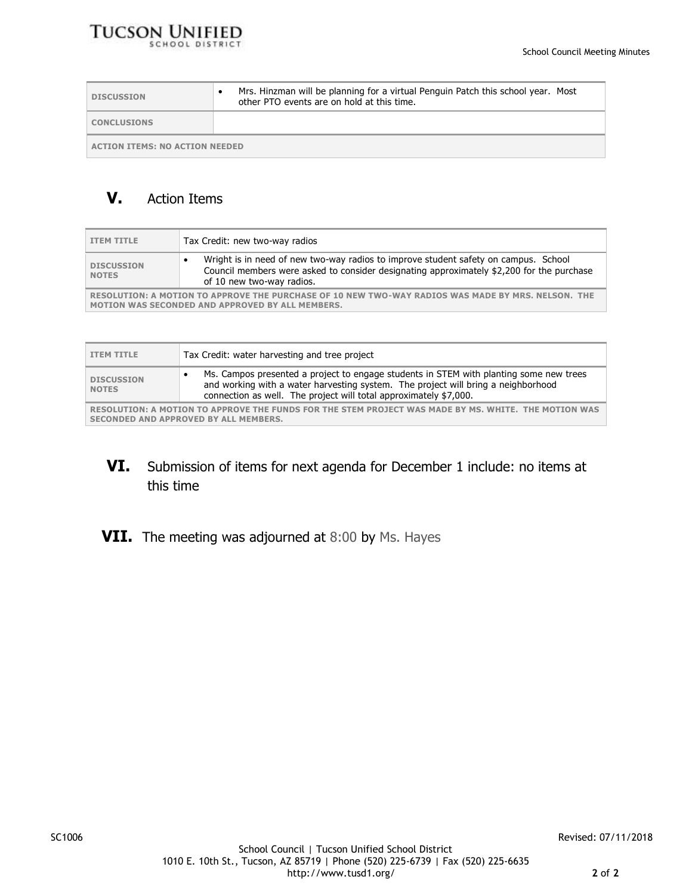| | |
|---|---|
| **DISCUSSION** | • Mrs. Hinzman will be planning for a virtual Penguin Patch this school year. Most other PTO events are on hold at this time. |
| **CONCLUSIONS** | |
| **ACTION ITEMS: NO ACTION NEEDED** | |

## V. Action Items

| | |
|---|---|
| **ITEM TITLE** | Tax Credit: new two-way radios |
| **DISCUSSION NOTES** | • Wright is in need of new two-way radios to improve student safety on campus. School Council members were asked to consider designating approximately $2,200 for the purchase of 10 new two-way radios. |
| **RESOLUTION: A MOTION TO APPROVE THE PURCHASE OF 10 NEW TWO-WAY RADIOS WAS MADE BY MRS. NELSON. THE MOTION WAS SECONDED AND APPROVED BY ALL MEMBERS.** | |

| | |
|---|---|
| **ITEM TITLE** | Tax Credit: water harvesting and tree project |
| **DISCUSSION NOTES** | • Ms. Campos presented a project to engage students in STEM with planting some new trees and working with a water harvesting system. The project will bring a neighborhood connection as well. The project will total approximately $7,000. |
| **RESOLUTION: A MOTION TO APPROVE THE FUNDS FOR THE STEM PROJECT WAS MADE BY MS. WHITE. THE MOTION WAS SECONDED AND APPROVED BY ALL MEMBERS.** | |

## VI. Submission of items for next agenda for December 1 include: no items at this time

## VII. The meeting was adjourned at 8:00 by Ms. Hayes

SC1006 Revised: 07/11/2018

School Council | Tucson Unified School District
1010 E. 10th St., Tucson, AZ 85719 | Phone (520) 225-6739 | Fax (520) 225-6635
http://www.tusd1.org/